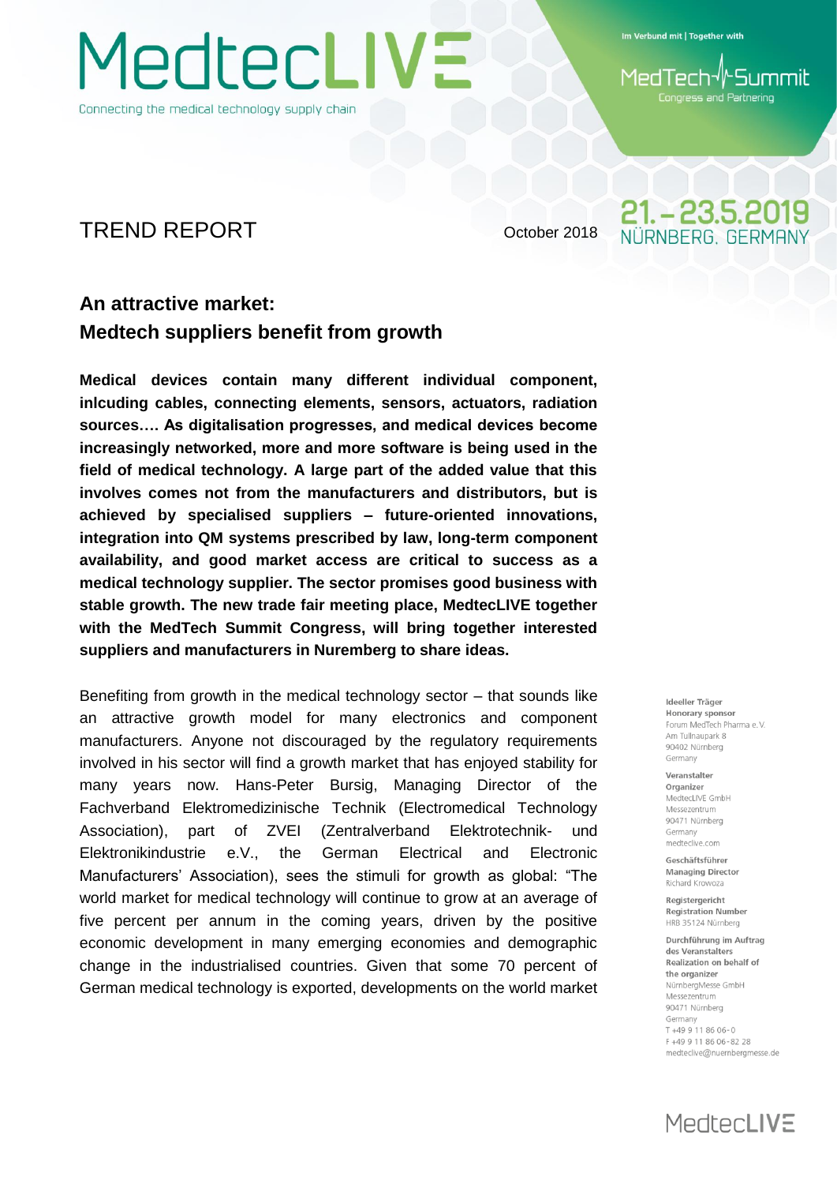# MedtecLIVE

Connecting the medical technology supply chain

Im Verbund mit | Together with

MedTech Summit
Congress and Partnering

## TREND REPORT

October 2018

21.–23.5.2019
NÜRNBERG, GERMANY

## An attractive market:
## Medtech suppliers benefit from growth

**Medical devices contain many different individual component, inlcuding cables, connecting elements, sensors, actuators, radiation sources…. As digitalisation progresses, and medical devices become increasingly networked, more and more software is being used in the field of medical technology. A large part of the added value that this involves comes not from the manufacturers and distributors, but is achieved by specialised suppliers – future-oriented innovations, integration into QM systems prescribed by law, long-term component availability, and good market access are critical to success as a medical technology supplier. The sector promises good business with stable growth. The new trade fair meeting place, MedtecLIVE together with the MedTech Summit Congress, will bring together interested suppliers and manufacturers in Nuremberg to share ideas.**

Benefiting from growth in the medical technology sector – that sounds like an attractive growth model for many electronics and component manufacturers. Anyone not discouraged by the regulatory requirements involved in his sector will find a growth market that has enjoyed stability for many years now. Hans-Peter Bursig, Managing Director of the Fachverband Elektromedizinische Technik (Electromedical Technology Association), part of ZVEI (Zentralverband Elektrotechnik- und Elektronikindustrie e.V., the German Electrical and Electronic Manufacturers' Association), sees the stimuli for growth as global: "The world market for medical technology will continue to grow at an average of five percent per annum in the coming years, driven by the positive economic development in many emerging economies and demographic change in the industrialised countries. Given that some 70 percent of German medical technology is exported, developments on the world market

**Ideeller Träger**
**Honorary sponsor**
Forum MedTech Pharma e. V.
Am Tullnaupark 8
90402 Nürnberg
Germany

**Veranstalter**
**Organizer**
MedtecLIVE GmbH
Messezentrum
90471 Nürnberg
Germany
medteclive.com

**Geschäftsführer**
**Managing Director**
Richard Krowoza

**Registergericht**
**Registration Number**
HRB 35124 Nürnberg

**Durchführung im Auftrag des Veranstalters**
**Realization on behalf of the organizer**
NürnbergMesse GmbH
Messezentrum
90471 Nürnberg
Germany
T +49 9 11 86 06-0
F +49 9 11 86 06-82 28
medteclive@nuernbergmesse.de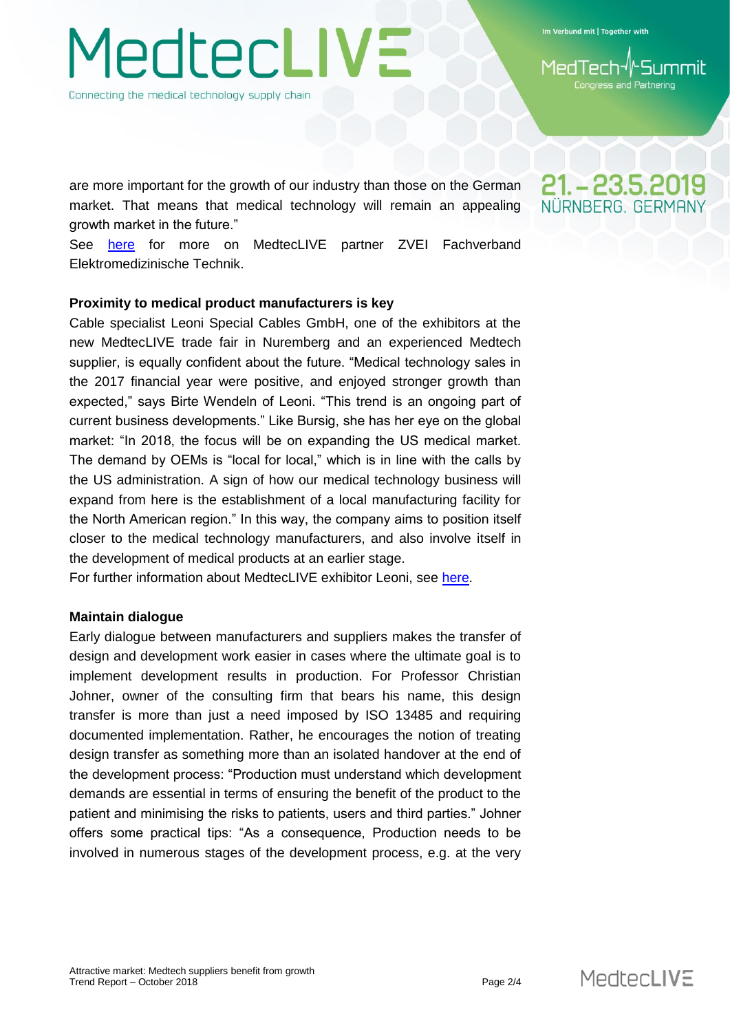are more important for the growth of our industry than those on the German market. That means that medical technology will remain an appealing growth market in the future."

See here for more on MedtecLIVE partner ZVEI Fachverband Elektromedizinische Technik.

**Proximity to medical product manufacturers is key**

Cable specialist Leoni Special Cables GmbH, one of the exhibitors at the new MedtecLIVE trade fair in Nuremberg and an experienced Medtech supplier, is equally confident about the future. "Medical technology sales in the 2017 financial year were positive, and enjoyed stronger growth than expected," says Birte Wendeln of Leoni. "This trend is an ongoing part of current business developments." Like Bursig, she has her eye on the global market: "In 2018, the focus will be on expanding the US medical market. The demand by OEMs is "local for local," which is in line with the calls by the US administration. A sign of how our medical technology business will expand from here is the establishment of a local manufacturing facility for the North American region." In this way, the company aims to position itself closer to the medical technology manufacturers, and also involve itself in the development of medical products at an earlier stage.

For further information about MedtecLIVE exhibitor Leoni, see here.

**Maintain dialogue**

Early dialogue between manufacturers and suppliers makes the transfer of design and development work easier in cases where the ultimate goal is to implement development results in production. For Professor Christian Johner, owner of the consulting firm that bears his name, this design transfer is more than just a need imposed by ISO 13485 and requiring documented implementation. Rather, he encourages the notion of treating design transfer as something more than an isolated handover at the end of the development process: "Production must understand which development demands are essential in terms of ensuring the benefit of the product to the patient and minimising the risks to patients, users and third parties." Johner offers some practical tips: "As a consequence, Production needs to be involved in numerous stages of the development process, e.g. at the very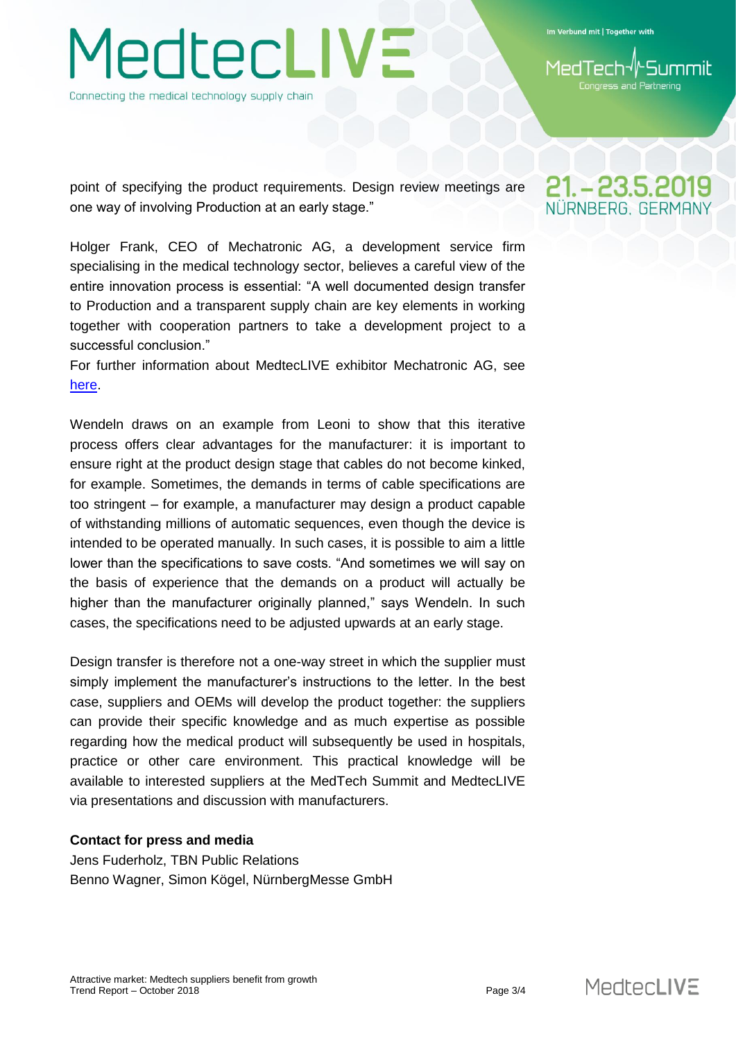point of specifying the product requirements. Design review meetings are one way of involving Production at an early stage."

Holger Frank, CEO of Mechatronic AG, a development service firm specialising in the medical technology sector, believes a careful view of the entire innovation process is essential: "A well documented design transfer to Production and a transparent supply chain are key elements in working together with cooperation partners to take a development project to a successful conclusion."
For further information about MedtecLIVE exhibitor Mechatronic AG, see [here](#).

Wendeln draws on an example from Leoni to show that this iterative process offers clear advantages for the manufacturer: it is important to ensure right at the product design stage that cables do not become kinked, for example. Sometimes, the demands in terms of cable specifications are too stringent – for example, a manufacturer may design a product capable of withstanding millions of automatic sequences, even though the device is intended to be operated manually. In such cases, it is possible to aim a little lower than the specifications to save costs. "And sometimes we will say on the basis of experience that the demands on a product will actually be higher than the manufacturer originally planned," says Wendeln. In such cases, the specifications need to be adjusted upwards at an early stage.

Design transfer is therefore not a one-way street in which the supplier must simply implement the manufacturer's instructions to the letter. In the best case, suppliers and OEMs will develop the product together: the suppliers can provide their specific knowledge and as much expertise as possible regarding how the medical product will subsequently be used in hospitals, practice or other care environment. This practical knowledge will be available to interested suppliers at the MedTech Summit and MedtecLIVE via presentations and discussion with manufacturers.

**Contact for press and media**
Jens Fuderholz, TBN Public Relations
Benno Wagner, Simon Kögel, NürnbergMesse GmbH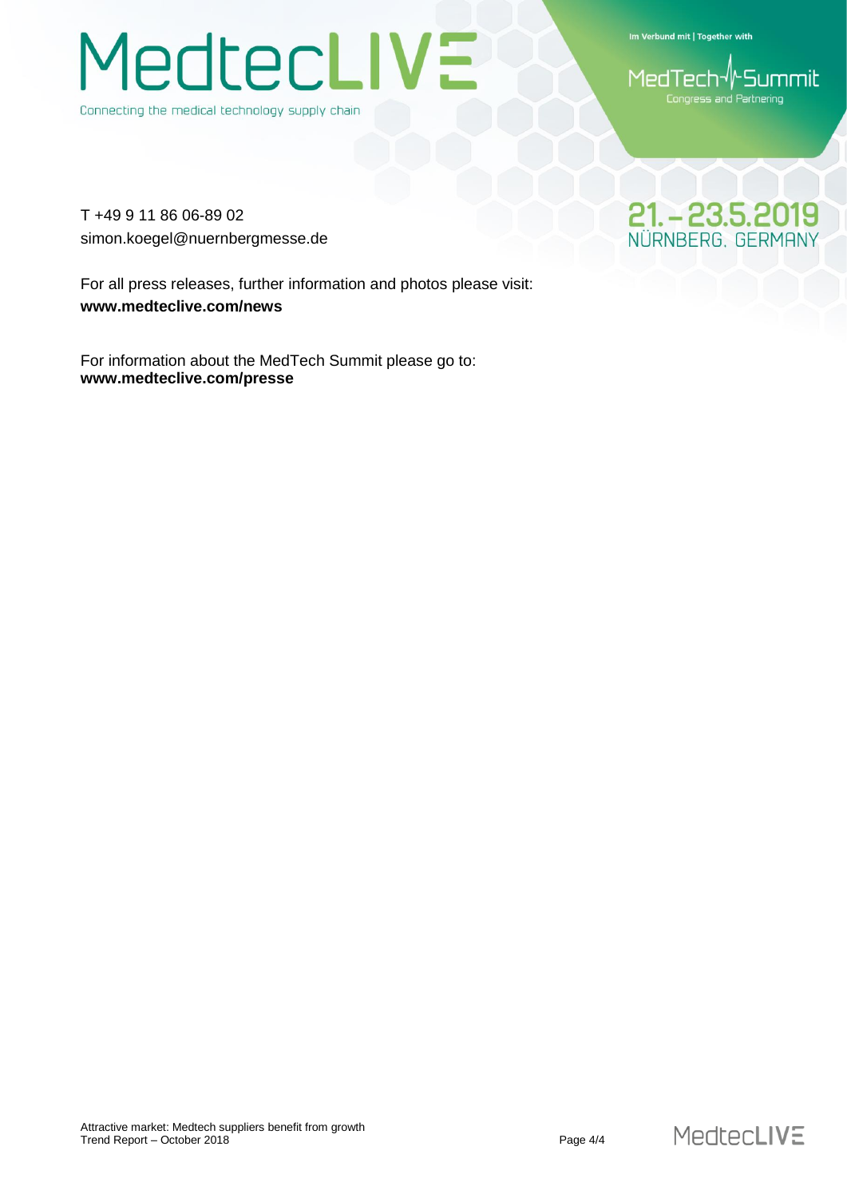T +49 9 11 86 06-89 02
simon.koegel@nuernbergmesse.de

For all press releases, further information and photos please visit:
**www.medteclive.com/news**

For information about the MedTech Summit please go to:
**www.medteclive.com/presse**